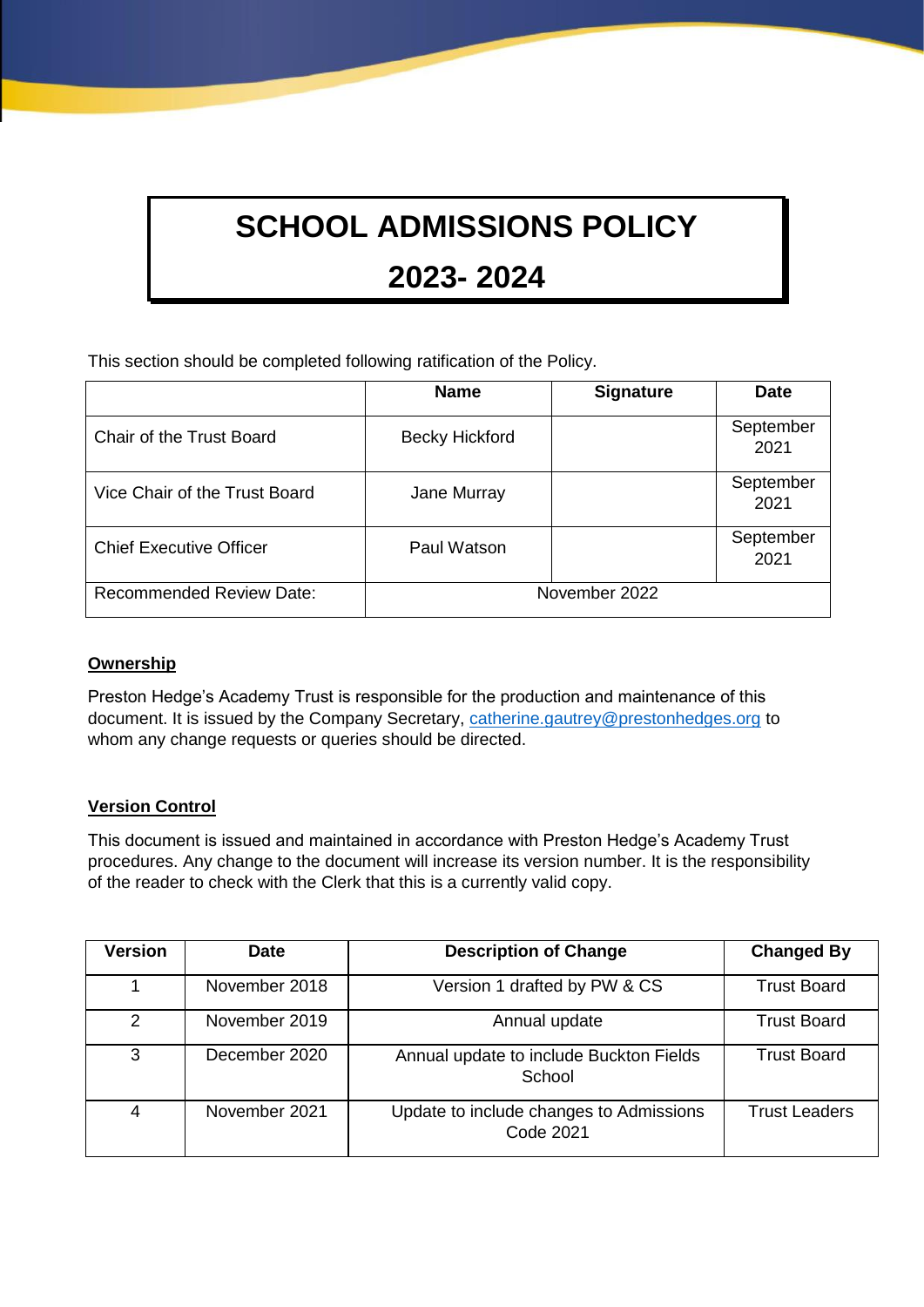# SCHOOL ADMISSIONS POLICY

# 2023- 2024

This section should be completed following ratification of the Policy.

| | Name | Signature | Date |
|---|---|---|---|
| Chair of the Trust Board | Becky Hickford | | September 2021 |
| Vice Chair of the Trust Board | Jane Murray | | September 2021 |
| Chief Executive Officer | Paul Watson | | September 2021 |
| Recommended Review Date: | November 2022 | | |

**Ownership**

Preston Hedge's Academy Trust is responsible for the production and maintenance of this document. It is issued by the Company Secretary, catherine.gautrey@prestonhedges.org to whom any change requests or queries should be directed.

**Version Control**

This document is issued and maintained in accordance with Preston Hedge's Academy Trust procedures. Any change to the document will increase its version number. It is the responsibility of the reader to check with the Clerk that this is a currently valid copy.

| Version | Date | Description of Change | Changed By |
|---|---|---|---|
| 1 | November 2018 | Version 1 drafted by PW & CS | Trust Board |
| 2 | November 2019 | Annual update | Trust Board |
| 3 | December 2020 | Annual update to include Buckton Fields School | Trust Board |
| 4 | November 2021 | Update to include changes to Admissions Code 2021 | Trust Leaders |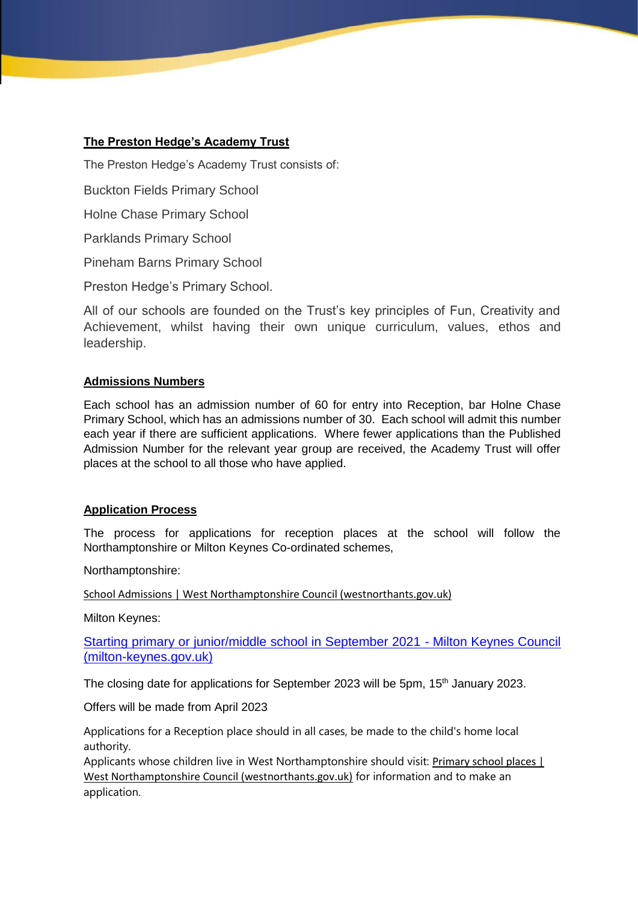## The Preston Hedge's Academy Trust

The Preston Hedge's Academy Trust consists of:

Buckton Fields Primary School

Holne Chase Primary School

Parklands Primary School

Pineham Barns Primary School

Preston Hedge's Primary School.

All of our schools are founded on the Trust's key principles of Fun, Creativity and Achievement, whilst having their own unique curriculum, values, ethos and leadership.

## Admissions Numbers

Each school has an admission number of 60 for entry into Reception, bar Holne Chase Primary School, which has an admissions number of 30. Each school will admit this number each year if there are sufficient applications. Where fewer applications than the Published Admission Number for the relevant year group are received, the Academy Trust will offer places at the school to all those who have applied.

## Application Process

The process for applications for reception places at the school will follow the Northamptonshire or Milton Keynes Co-ordinated schemes,

Northamptonshire:

School Admissions | West Northamptonshire Council (westnorthants.gov.uk)

Milton Keynes:

Starting primary or junior/middle school in September 2021 - Milton Keynes Council (milton-keynes.gov.uk)

The closing date for applications for September 2023 will be 5pm, 15th January 2023.

Offers will be made from April 2023

Applications for a Reception place should in all cases, be made to the child's home local authority.
Applicants whose children live in West Northamptonshire should visit: Primary school places | West Northamptonshire Council (westnorthants.gov.uk) for information and to make an application.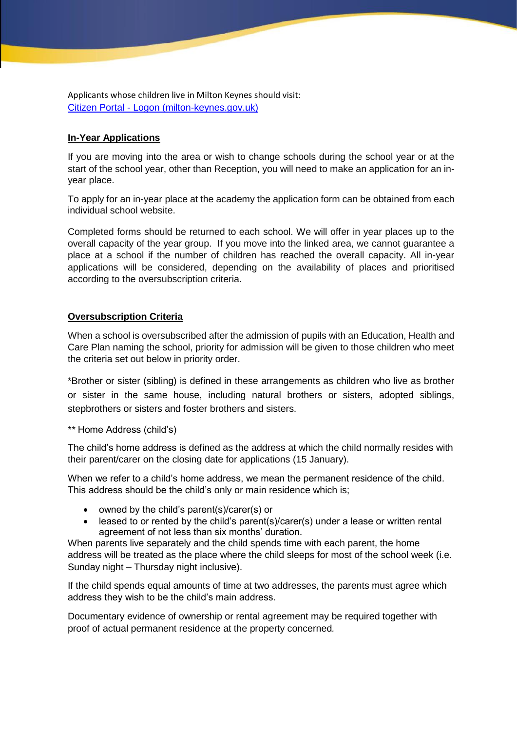Applicants whose children live in Milton Keynes should visit:
[Citizen Portal - Logon (milton-keynes.gov.uk)](https://milton-keynes.gov.uk)

## In-Year Applications

If you are moving into the area or wish to change schools during the school year or at the start of the school year, other than Reception, you will need to make an application for an in-year place.

To apply for an in-year place at the academy the application form can be obtained from each individual school website.

Completed forms should be returned to each school. We will offer in year places up to the overall capacity of the year group. If you move into the linked area, we cannot guarantee a place at a school if the number of children has reached the overall capacity. All in-year applications will be considered, depending on the availability of places and prioritised according to the oversubscription criteria.

## Oversubscription Criteria

When a school is oversubscribed after the admission of pupils with an Education, Health and Care Plan naming the school, priority for admission will be given to those children who meet the criteria set out below in priority order.

*Brother or sister (sibling) is defined in these arrangements as children who live as brother or sister in the same house, including natural brothers or sisters, adopted siblings, stepbrothers or sisters and foster brothers and sisters.

** Home Address (child's)

The child's home address is defined as the address at which the child normally resides with their parent/carer on the closing date for applications (15 January).

When we refer to a child's home address, we mean the permanent residence of the child. This address should be the child's only or main residence which is;

- owned by the child's parent(s)/carer(s) or
- leased to or rented by the child's parent(s)/carer(s) under a lease or written rental agreement of not less than six months' duration.

When parents live separately and the child spends time with each parent, the home address will be treated as the place where the child sleeps for most of the school week (i.e. Sunday night – Thursday night inclusive).

If the child spends equal amounts of time at two addresses, the parents must agree which address they wish to be the child's main address.

Documentary evidence of ownership or rental agreement may be required together with proof of actual permanent residence at the property concerned.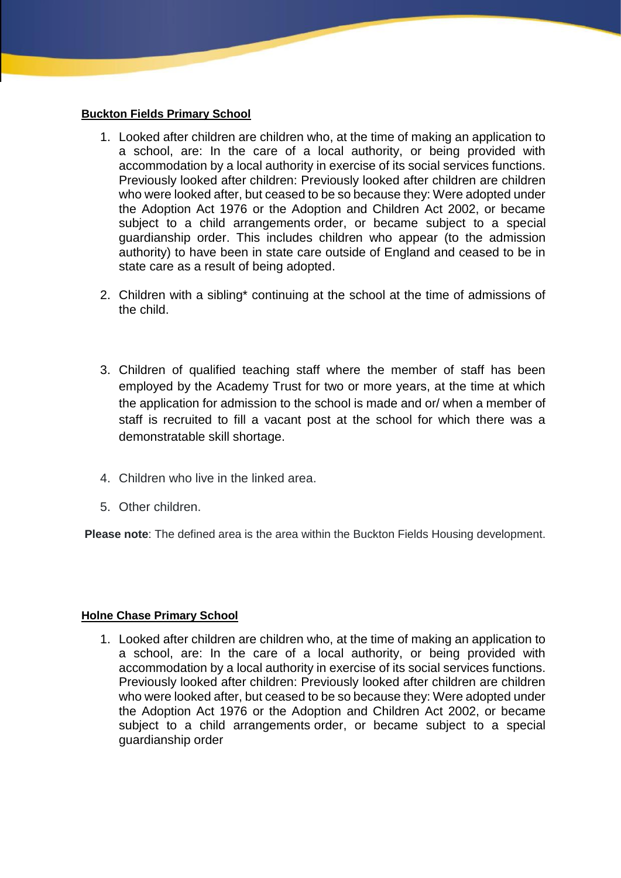**Buckton Fields Primary School**

1. Looked after children are children who, at the time of making an application to a school, are: In the care of a local authority, or being provided with accommodation by a local authority in exercise of its social services functions. Previously looked after children: Previously looked after children are children who were looked after, but ceased to be so because they: Were adopted under the Adoption Act 1976 or the Adoption and Children Act 2002, or became subject to a child arrangements order, or became subject to a special guardianship order. This includes children who appear (to the admission authority) to have been in state care outside of England and ceased to be in state care as a result of being adopted.

2. Children with a sibling* continuing at the school at the time of admissions of the child.

3. Children of qualified teaching staff where the member of staff has been employed by the Academy Trust for two or more years, at the time at which the application for admission to the school is made and or/ when a member of staff is recruited to fill a vacant post at the school for which there was a demonstratable skill shortage.

4. Children who live in the linked area.

5. Other children.

**Please note**: The defined area is the area within the Buckton Fields Housing development.

**Holne Chase Primary School**

1. Looked after children are children who, at the time of making an application to a school, are: In the care of a local authority, or being provided with accommodation by a local authority in exercise of its social services functions. Previously looked after children: Previously looked after children are children who were looked after, but ceased to be so because they: Were adopted under the Adoption Act 1976 or the Adoption and Children Act 2002, or became subject to a child arrangements order, or became subject to a special guardianship order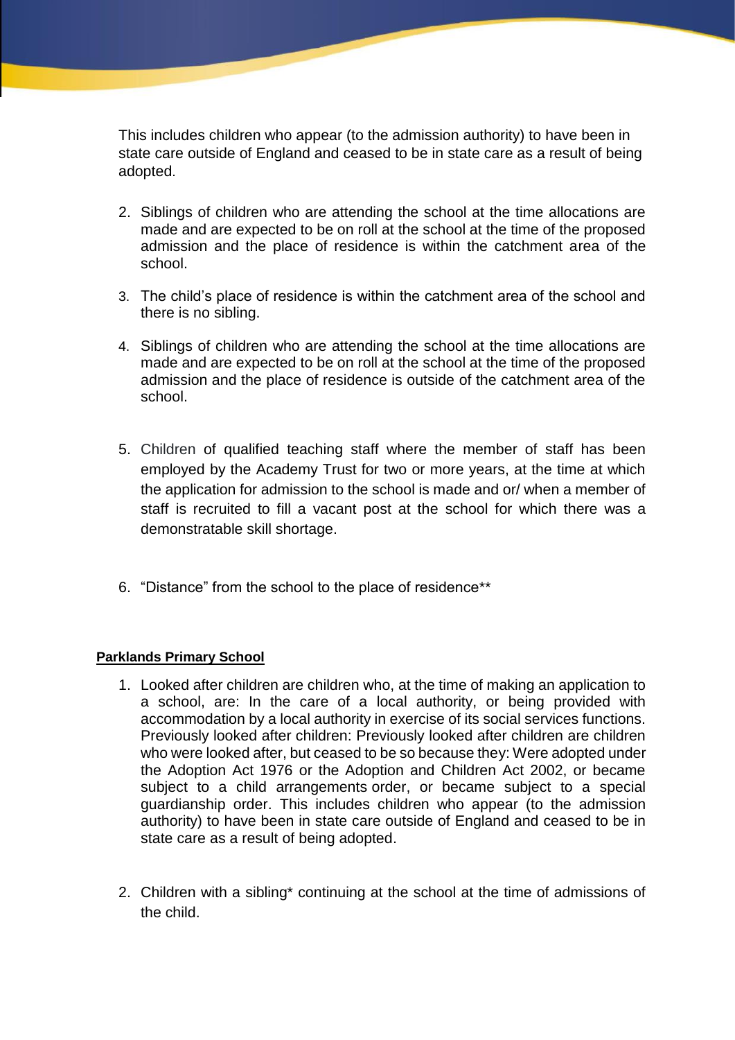This includes children who appear (to the admission authority) to have been in state care outside of England and ceased to be in state care as a result of being adopted.

2. Siblings of children who are attending the school at the time allocations are made and are expected to be on roll at the school at the time of the proposed admission and the place of residence is within the catchment area of the school.

3. The child's place of residence is within the catchment area of the school and there is no sibling.

4. Siblings of children who are attending the school at the time allocations are made and are expected to be on roll at the school at the time of the proposed admission and the place of residence is outside of the catchment area of the school.

5. Children of qualified teaching staff where the member of staff has been employed by the Academy Trust for two or more years, at the time at which the application for admission to the school is made and or/ when a member of staff is recruited to fill a vacant post at the school for which there was a demonstratable skill shortage.

6. "Distance" from the school to the place of residence**

**Parklands Primary School**

1. Looked after children are children who, at the time of making an application to a school, are: In the care of a local authority, or being provided with accommodation by a local authority in exercise of its social services functions. Previously looked after children: Previously looked after children are children who were looked after, but ceased to be so because they: Were adopted under the Adoption Act 1976 or the Adoption and Children Act 2002, or became subject to a child arrangements order, or became subject to a special guardianship order. This includes children who appear (to the admission authority) to have been in state care outside of England and ceased to be in state care as a result of being adopted.

2. Children with a sibling* continuing at the school at the time of admissions of the child.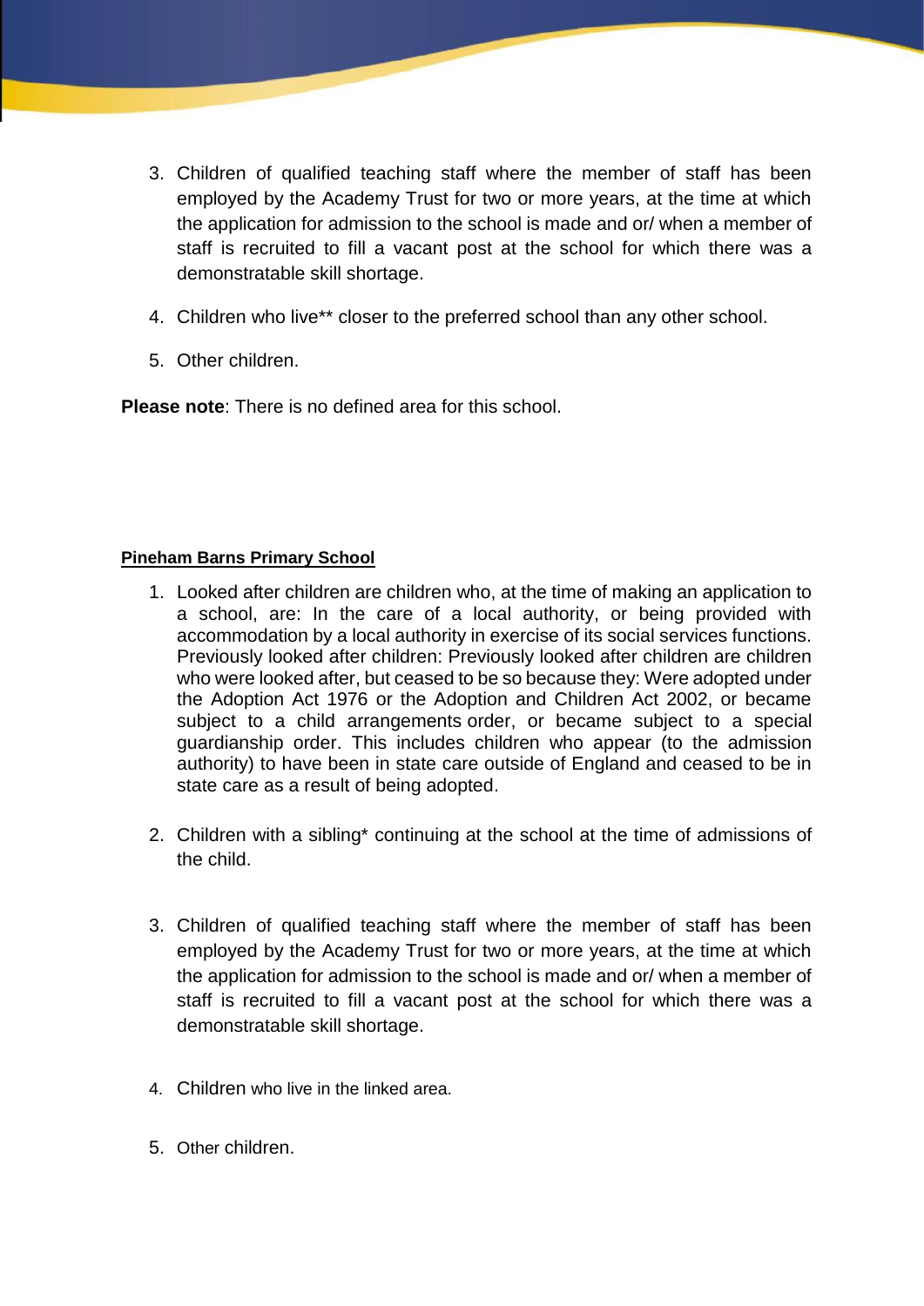3. Children of qualified teaching staff where the member of staff has been employed by the Academy Trust for two or more years, at the time at which the application for admission to the school is made and or/ when a member of staff is recruited to fill a vacant post at the school for which there was a demonstratable skill shortage.

4. Children who live** closer to the preferred school than any other school.

5. Other children.

**Please note**: There is no defined area for this school.

**<u>Pineham Barns Primary School</u>**

1. Looked after children are children who, at the time of making an application to a school, are: In the care of a local authority, or being provided with accommodation by a local authority in exercise of its social services functions. Previously looked after children: Previously looked after children are children who were looked after, but ceased to be so because they: Were adopted under the Adoption Act 1976 or the Adoption and Children Act 2002, or became subject to a child arrangements order, or became subject to a special guardianship order. This includes children who appear (to the admission authority) to have been in state care outside of England and ceased to be in state care as a result of being adopted.

2. Children with a sibling* continuing at the school at the time of admissions of the child.

3. Children of qualified teaching staff where the member of staff has been employed by the Academy Trust for two or more years, at the time at which the application for admission to the school is made and or/ when a member of staff is recruited to fill a vacant post at the school for which there was a demonstratable skill shortage.

4. Children who live in the linked area.

5. Other children.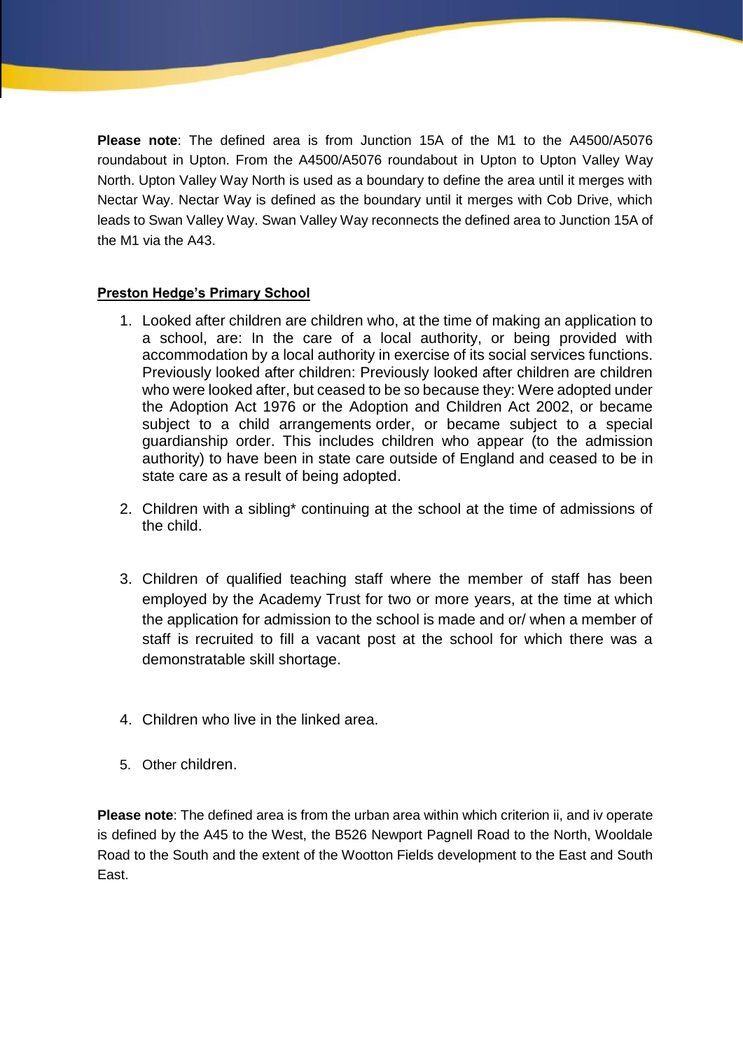**Please note**: The defined area is from Junction 15A of the M1 to the A4500/A5076 roundabout in Upton. From the A4500/A5076 roundabout in Upton to Upton Valley Way North. Upton Valley Way North is used as a boundary to define the area until it merges with Nectar Way. Nectar Way is defined as the boundary until it merges with Cob Drive, which leads to Swan Valley Way. Swan Valley Way reconnects the defined area to Junction 15A of the M1 via the A43.

**Preston Hedge's Primary School**

1. Looked after children are children who, at the time of making an application to a school, are: In the care of a local authority, or being provided with accommodation by a local authority in exercise of its social services functions. Previously looked after children: Previously looked after children are children who were looked after, but ceased to be so because they: Were adopted under the Adoption Act 1976 or the Adoption and Children Act 2002, or became subject to a child arrangements order, or became subject to a special guardianship order. This includes children who appear (to the admission authority) to have been in state care outside of England and ceased to be in state care as a result of being adopted.
2. Children with a sibling* continuing at the school at the time of admissions of the child.
3. Children of qualified teaching staff where the member of staff has been employed by the Academy Trust for two or more years, at the time at which the application for admission to the school is made and or/ when a member of staff is recruited to fill a vacant post at the school for which there was a demonstratable skill shortage.
4. Children who live in the linked area.
5. Other children.

**Please note**: The defined area is from the urban area within which criterion ii, and iv operate is defined by the A45 to the West, the B526 Newport Pagnell Road to the North, Wooldale Road to the South and the extent of the Wootton Fields development to the East and South East.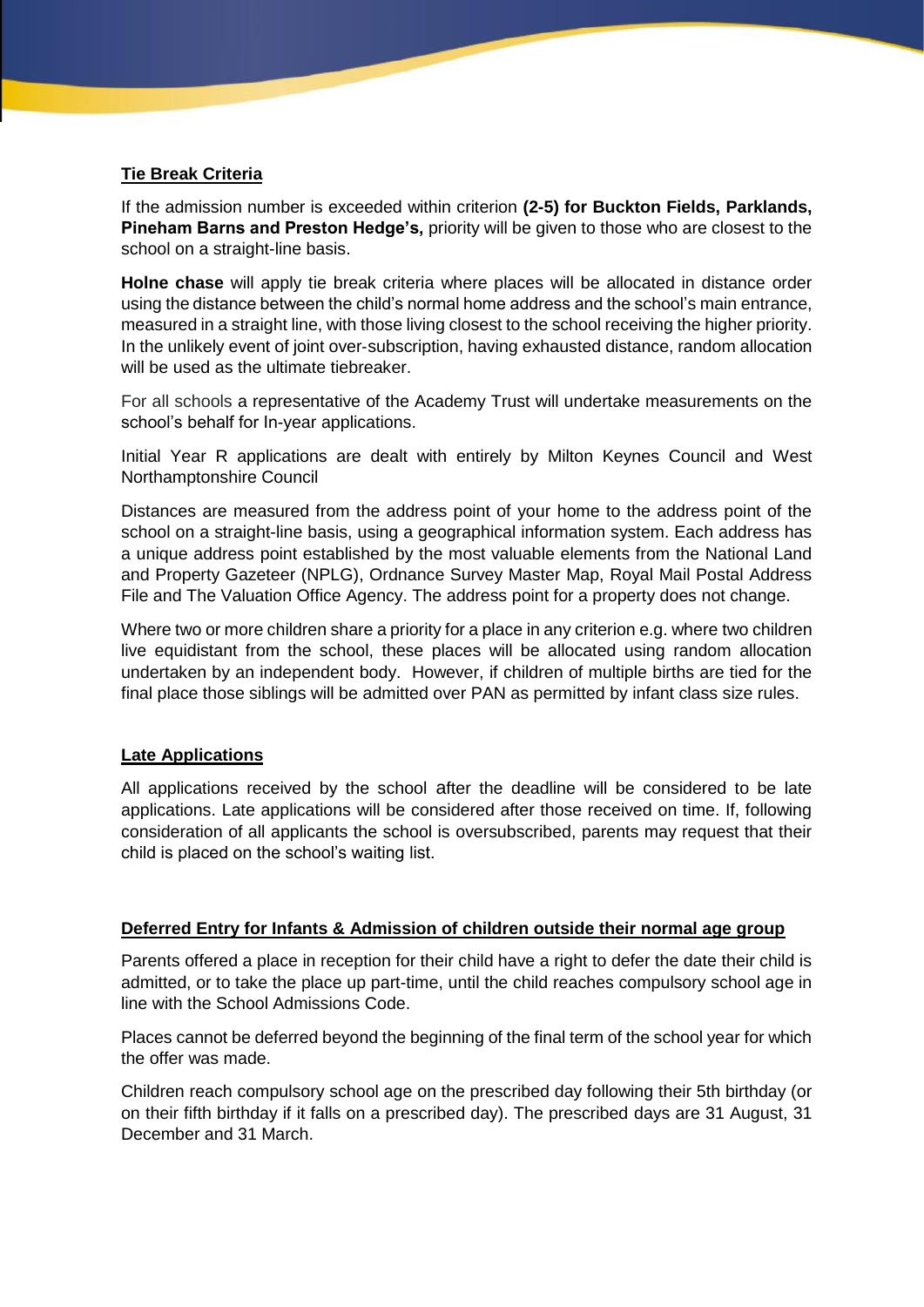**Tie Break Criteria**

If the admission number is exceeded within criterion **(2-5) for Buckton Fields, Parklands, Pineham Barns and Preston Hedge's,** priority will be given to those who are closest to the school on a straight-line basis.

**Holne chase** will apply tie break criteria where places will be allocated in distance order using the distance between the child's normal home address and the school's main entrance, measured in a straight line, with those living closest to the school receiving the higher priority. In the unlikely event of joint over-subscription, having exhausted distance, random allocation will be used as the ultimate tiebreaker.

For all schools a representative of the Academy Trust will undertake measurements on the school's behalf for In-year applications.

Initial Year R applications are dealt with entirely by Milton Keynes Council and West Northamptonshire Council

Distances are measured from the address point of your home to the address point of the school on a straight-line basis, using a geographical information system. Each address has a unique address point established by the most valuable elements from the National Land and Property Gazeteer (NPLG), Ordnance Survey Master Map, Royal Mail Postal Address File and The Valuation Office Agency. The address point for a property does not change.

Where two or more children share a priority for a place in any criterion e.g. where two children live equidistant from the school, these places will be allocated using random allocation undertaken by an independent body. However, if children of multiple births are tied for the final place those siblings will be admitted over PAN as permitted by infant class size rules.

**Late Applications**

All applications received by the school after the deadline will be considered to be late applications. Late applications will be considered after those received on time. If, following consideration of all applicants the school is oversubscribed, parents may request that their child is placed on the school's waiting list.

**Deferred Entry for Infants & Admission of children outside their normal age group**

Parents offered a place in reception for their child have a right to defer the date their child is admitted, or to take the place up part-time, until the child reaches compulsory school age in line with the School Admissions Code.

Places cannot be deferred beyond the beginning of the final term of the school year for which the offer was made.

Children reach compulsory school age on the prescribed day following their 5th birthday (or on their fifth birthday if it falls on a prescribed day). The prescribed days are 31 August, 31 December and 31 March.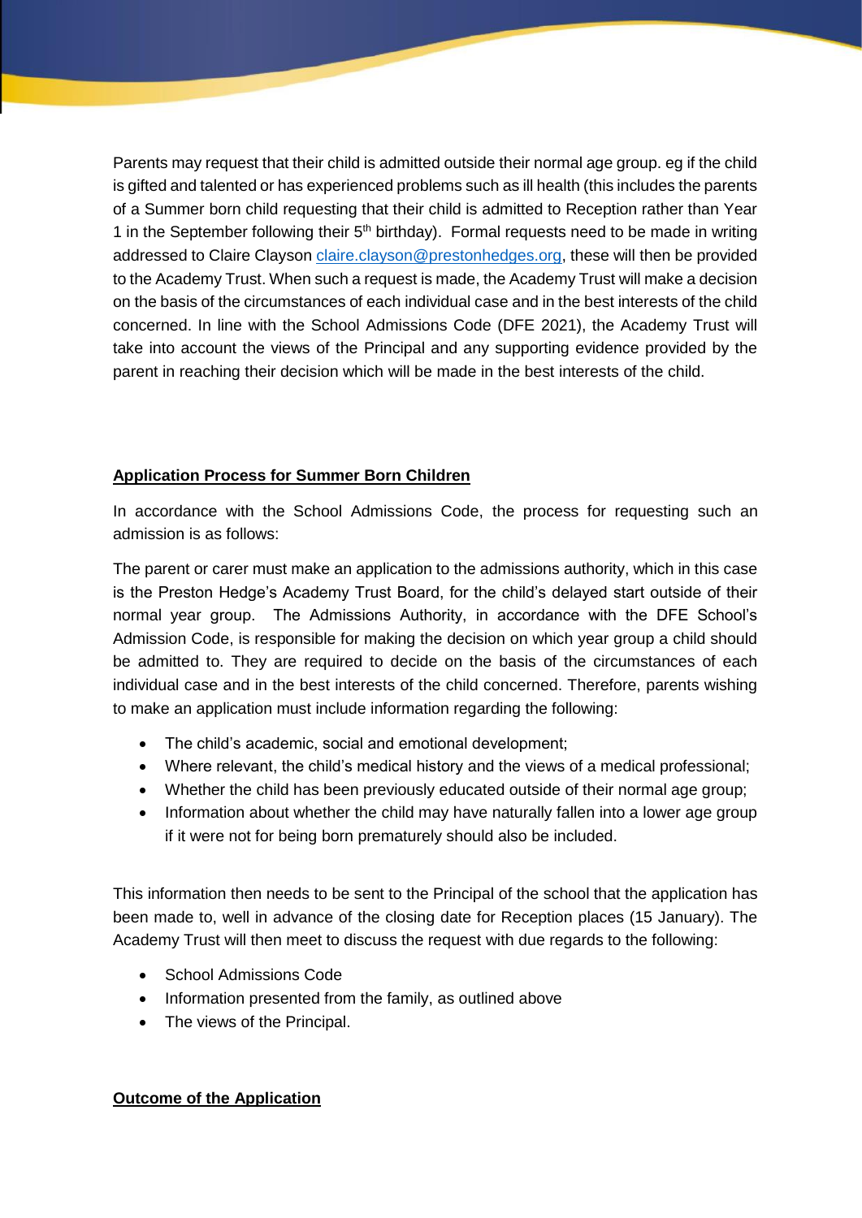Parents may request that their child is admitted outside their normal age group. eg if the child is gifted and talented or has experienced problems such as ill health (this includes the parents of a Summer born child requesting that their child is admitted to Reception rather than Year 1 in the September following their 5th birthday). Formal requests need to be made in writing addressed to Claire Clayson claire.clayson@prestonhedges.org, these will then be provided to the Academy Trust. When such a request is made, the Academy Trust will make a decision on the basis of the circumstances of each individual case and in the best interests of the child concerned. In line with the School Admissions Code (DFE 2021), the Academy Trust will take into account the views of the Principal and any supporting evidence provided by the parent in reaching their decision which will be made in the best interests of the child.

**Application Process for Summer Born Children**

In accordance with the School Admissions Code, the process for requesting such an admission is as follows:

The parent or carer must make an application to the admissions authority, which in this case is the Preston Hedge's Academy Trust Board, for the child's delayed start outside of their normal year group. The Admissions Authority, in accordance with the DFE School's Admission Code, is responsible for making the decision on which year group a child should be admitted to. They are required to decide on the basis of the circumstances of each individual case and in the best interests of the child concerned. Therefore, parents wishing to make an application must include information regarding the following:

- The child's academic, social and emotional development;
- Where relevant, the child's medical history and the views of a medical professional;
- Whether the child has been previously educated outside of their normal age group;
- Information about whether the child may have naturally fallen into a lower age group if it were not for being born prematurely should also be included.

This information then needs to be sent to the Principal of the school that the application has been made to, well in advance of the closing date for Reception places (15 January). The Academy Trust will then meet to discuss the request with due regards to the following:

- School Admissions Code
- Information presented from the family, as outlined above
- The views of the Principal.

**Outcome of the Application**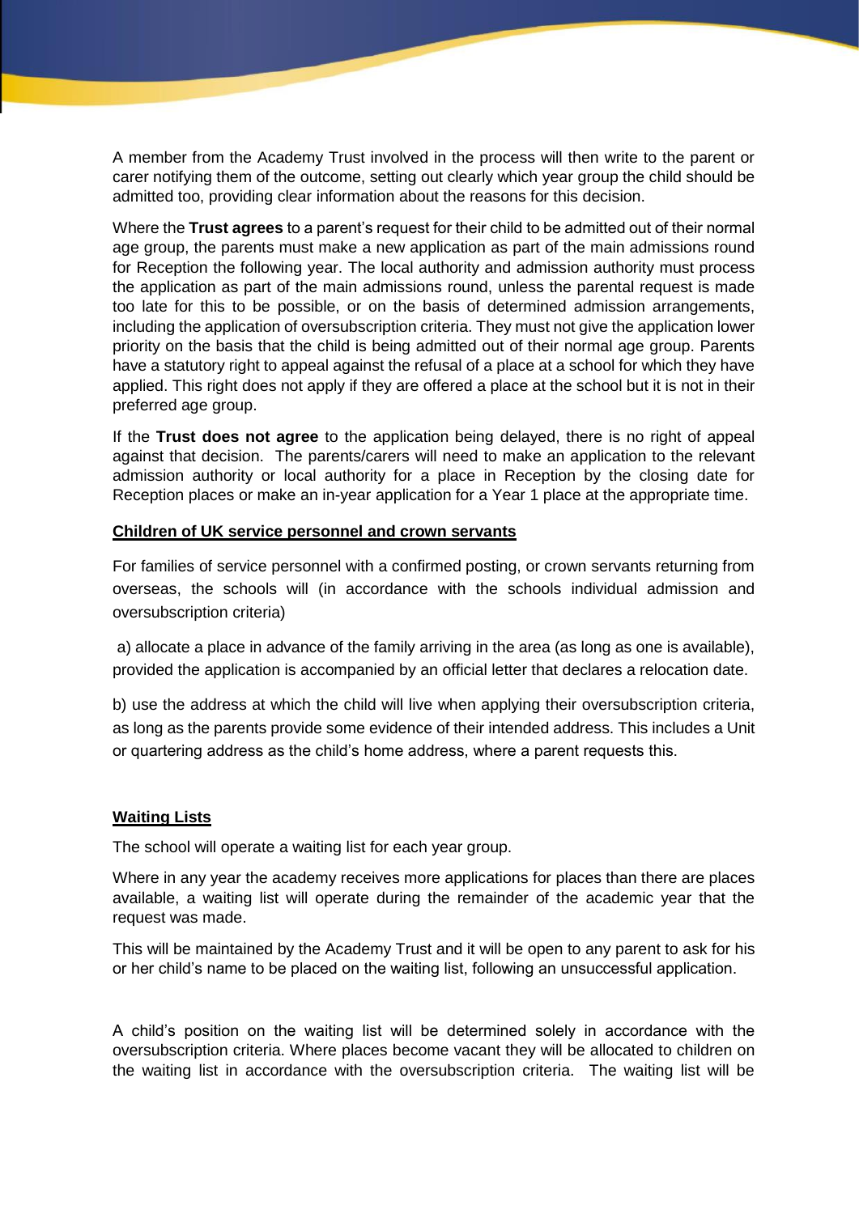A member from the Academy Trust involved in the process will then write to the parent or carer notifying them of the outcome, setting out clearly which year group the child should be admitted too, providing clear information about the reasons for this decision.

Where the **Trust agrees** to a parent's request for their child to be admitted out of their normal age group, the parents must make a new application as part of the main admissions round for Reception the following year. The local authority and admission authority must process the application as part of the main admissions round, unless the parental request is made too late for this to be possible, or on the basis of determined admission arrangements, including the application of oversubscription criteria. They must not give the application lower priority on the basis that the child is being admitted out of their normal age group. Parents have a statutory right to appeal against the refusal of a place at a school for which they have applied. This right does not apply if they are offered a place at the school but it is not in their preferred age group.

If the **Trust does not agree** to the application being delayed, there is no right of appeal against that decision. The parents/carers will need to make an application to the relevant admission authority or local authority for a place in Reception by the closing date for Reception places or make an in-year application for a Year 1 place at the appropriate time.

**Children of UK service personnel and crown servants**

For families of service personnel with a confirmed posting, or crown servants returning from overseas, the schools will (in accordance with the schools individual admission and oversubscription criteria)

a) allocate a place in advance of the family arriving in the area (as long as one is available), provided the application is accompanied by an official letter that declares a relocation date.

b) use the address at which the child will live when applying their oversubscription criteria, as long as the parents provide some evidence of their intended address. This includes a Unit or quartering address as the child's home address, where a parent requests this.

**Waiting Lists**

The school will operate a waiting list for each year group.

Where in any year the academy receives more applications for places than there are places available, a waiting list will operate during the remainder of the academic year that the request was made.

This will be maintained by the Academy Trust and it will be open to any parent to ask for his or her child's name to be placed on the waiting list, following an unsuccessful application.

A child's position on the waiting list will be determined solely in accordance with the oversubscription criteria. Where places become vacant they will be allocated to children on the waiting list in accordance with the oversubscription criteria. The waiting list will be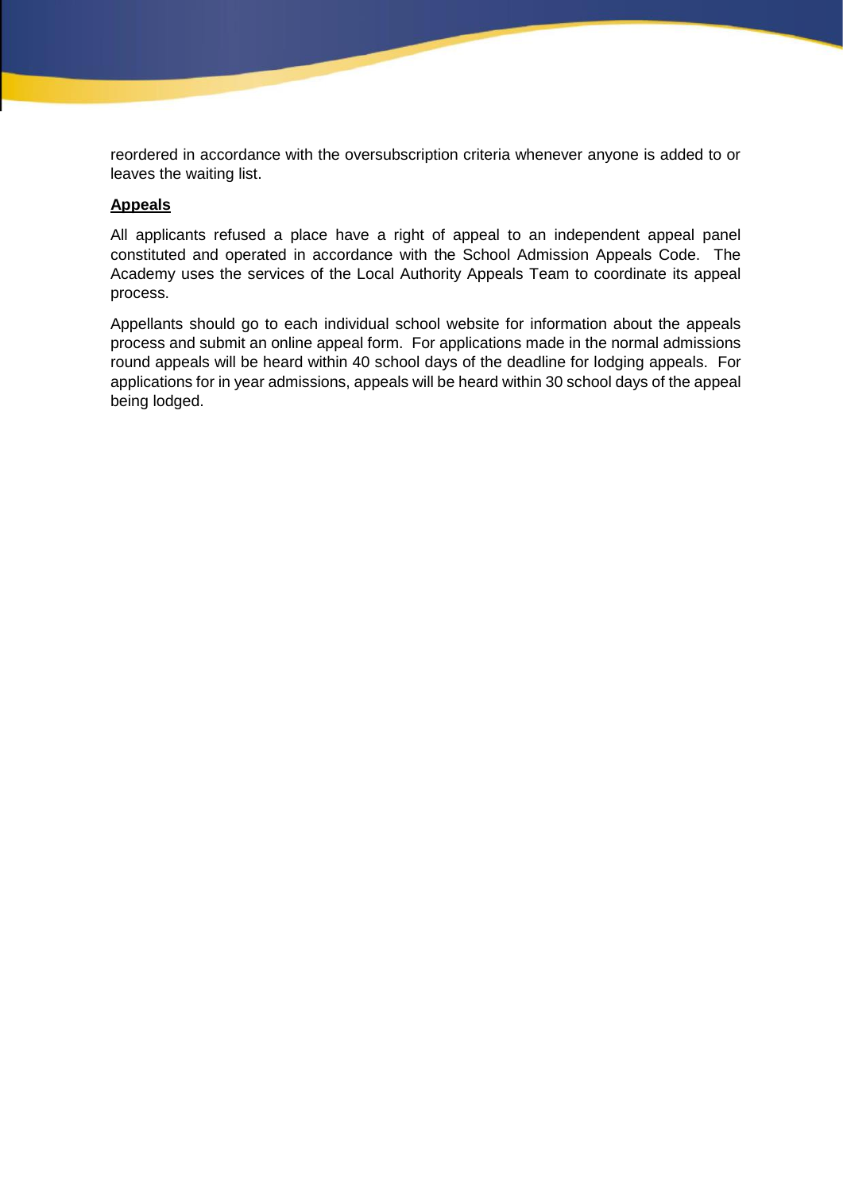reordered in accordance with the oversubscription criteria whenever anyone is added to or leaves the waiting list.

**Appeals**

All applicants refused a place have a right of appeal to an independent appeal panel constituted and operated in accordance with the School Admission Appeals Code. The Academy uses the services of the Local Authority Appeals Team to coordinate its appeal process.

Appellants should go to each individual school website for information about the appeals process and submit an online appeal form. For applications made in the normal admissions round appeals will be heard within 40 school days of the deadline for lodging appeals. For applications for in year admissions, appeals will be heard within 30 school days of the appeal being lodged.